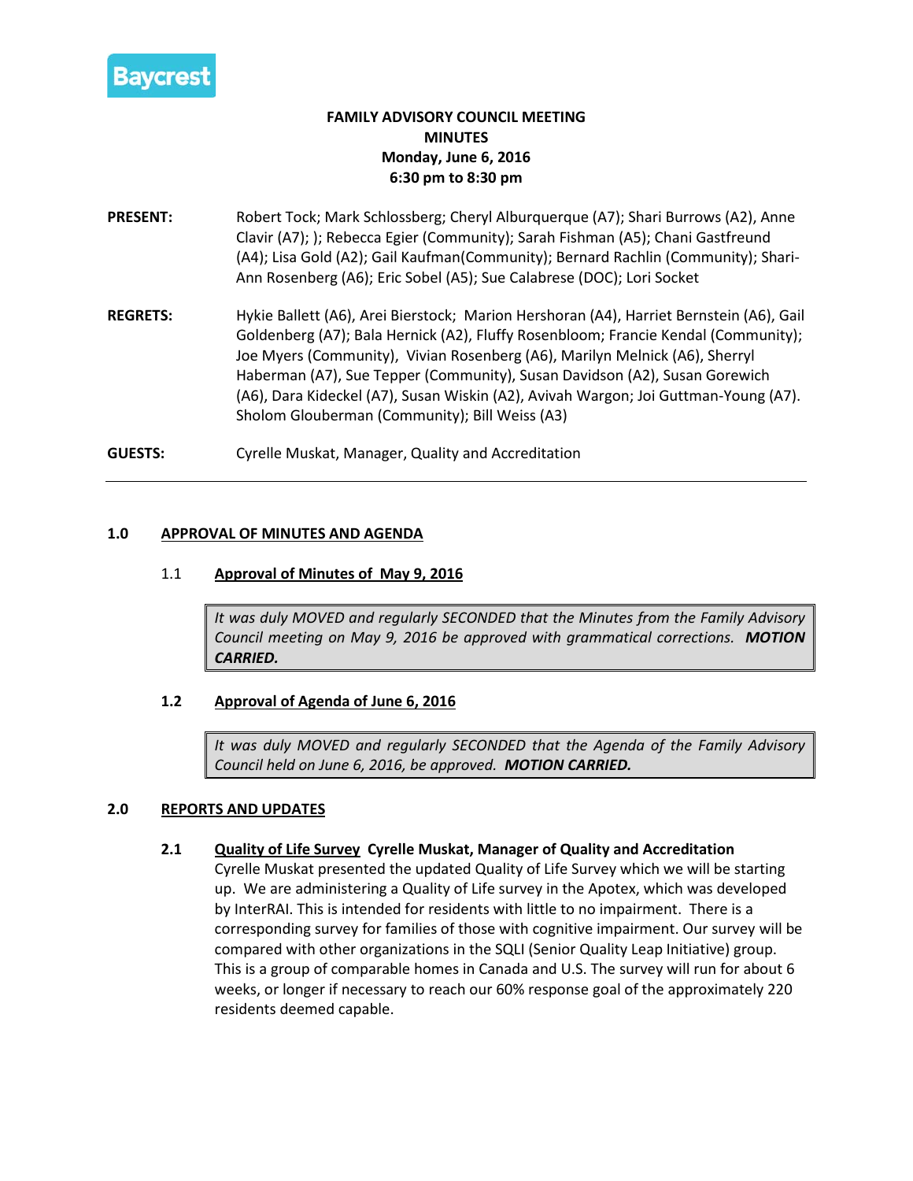Baycrest

**FAMILY ADVISORY COUNCIL MEETING**
**MINUTES**
**Monday, June 6, 2016**
**6:30 pm to 8:30 pm**

**PRESENT:** Robert Tock; Mark Schlossberg; Cheryl Alburquerque (A7); Shari Burrows (A2), Anne Clavir (A7); ); Rebecca Egier (Community); Sarah Fishman (A5); Chani Gastfreund (A4); Lisa Gold (A2); Gail Kaufman(Community); Bernard Rachlin (Community); Shari-Ann Rosenberg (A6); Eric Sobel (A5); Sue Calabrese (DOC); Lori Socket

**REGRETS:** Hykie Ballett (A6), Arei Bierstock; Marion Hershoran (A4), Harriet Bernstein (A6), Gail Goldenberg (A7); Bala Hernick (A2), Fluffy Rosenbloom; Francie Kendal (Community); Joe Myers (Community), Vivian Rosenberg (A6), Marilyn Melnick (A6), Sherryl Haberman (A7), Sue Tepper (Community), Susan Davidson (A2), Susan Gorewich (A6), Dara Kideckel (A7), Susan Wiskin (A2), Avivah Wargon; Joi Guttman-Young (A7). Sholom Glouberman (Community); Bill Weiss (A3)

**GUESTS:** Cyrelle Muskat, Manager, Quality and Accreditation

---

## 1.0 APPROVAL OF MINUTES AND AGENDA

### 1.1 Approval of Minutes of May 9, 2016

> *It was duly MOVED and regularly SECONDED that the Minutes from the Family Advisory Council meeting on May 9, 2016 be approved with grammatical corrections.* ***MOTION CARRIED.***

### 1.2 Approval of Agenda of June 6, 2016

> *It was duly MOVED and regularly SECONDED that the Agenda of the Family Advisory Council held on June 6, 2016, be approved.* ***MOTION CARRIED.***

## 2.0 REPORTS AND UPDATES

### 2.1 Quality of Life Survey Cyrelle Muskat, Manager of Quality and Accreditation

Cyrelle Muskat presented the updated Quality of Life Survey which we will be starting up. We are administering a Quality of Life survey in the Apotex, which was developed by InterRAI. This is intended for residents with little to no impairment. There is a corresponding survey for families of those with cognitive impairment. Our survey will be compared with other organizations in the SQLI (Senior Quality Leap Initiative) group. This is a group of comparable homes in Canada and U.S. The survey will run for about 6 weeks, or longer if necessary to reach our 60% response goal of the approximately 220 residents deemed capable.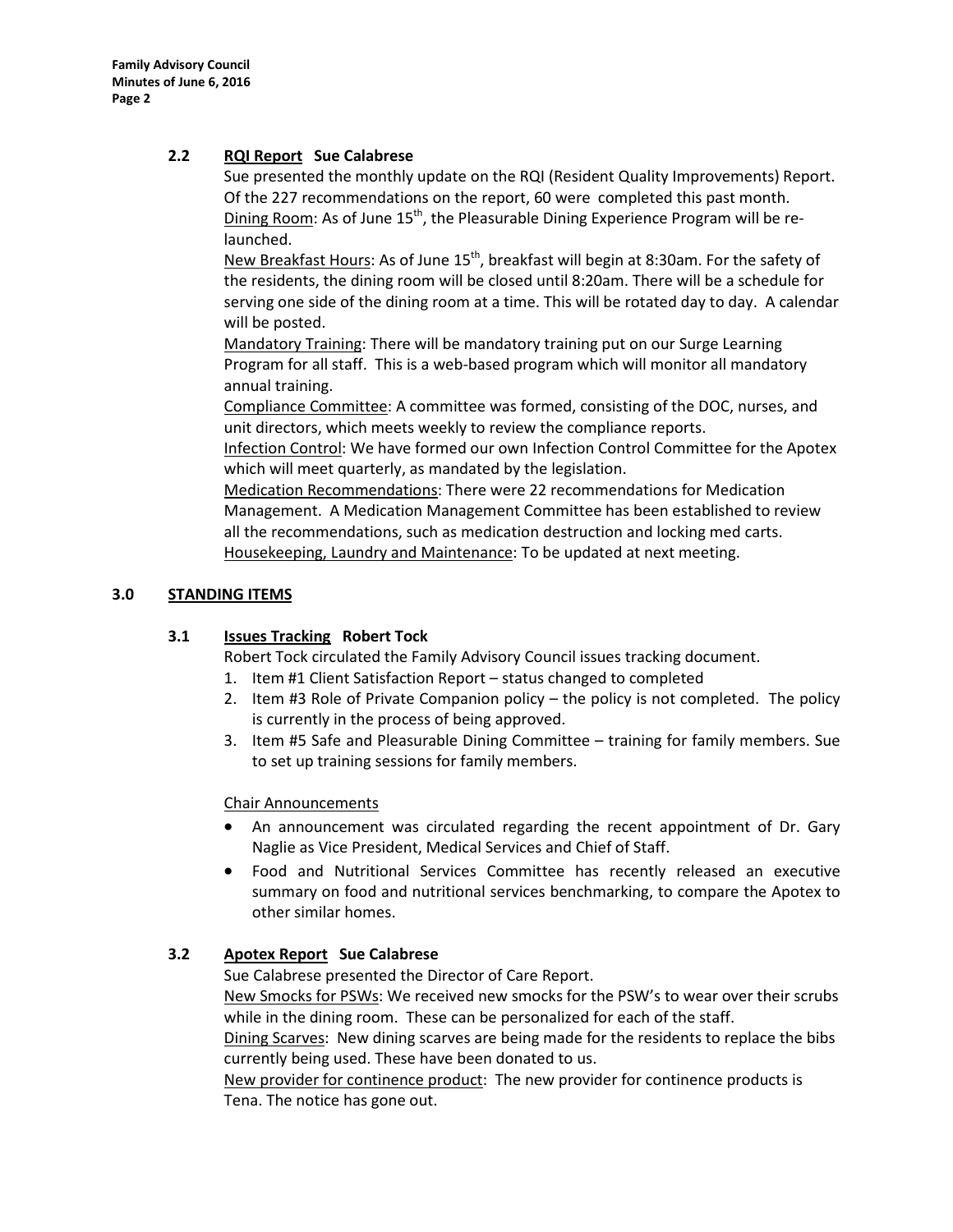### 2.2 RQI Report Sue Calabrese

Sue presented the monthly update on the RQI (Resident Quality Improvements) Report. Of the 227 recommendations on the report, 60 were completed this past month.

Dining Room: As of June 15th, the Pleasurable Dining Experience Program will be re-launched.

New Breakfast Hours: As of June 15th, breakfast will begin at 8:30am. For the safety of the residents, the dining room will be closed until 8:20am. There will be a schedule for serving one side of the dining room at a time. This will be rotated day to day. A calendar will be posted.

Mandatory Training: There will be mandatory training put on our Surge Learning Program for all staff. This is a web-based program which will monitor all mandatory annual training.

Compliance Committee: A committee was formed, consisting of the DOC, nurses, and unit directors, which meets weekly to review the compliance reports.

Infection Control: We have formed our own Infection Control Committee for the Apotex which will meet quarterly, as mandated by the legislation.

Medication Recommendations: There were 22 recommendations for Medication Management. A Medication Management Committee has been established to review all the recommendations, such as medication destruction and locking med carts.

Housekeeping, Laundry and Maintenance: To be updated at next meeting.

## 3.0 STANDING ITEMS

### 3.1 Issues Tracking Robert Tock

Robert Tock circulated the Family Advisory Council issues tracking document.

1. Item #1 Client Satisfaction Report – status changed to completed
2. Item #3 Role of Private Companion policy – the policy is not completed. The policy is currently in the process of being approved.
3. Item #5 Safe and Pleasurable Dining Committee – training for family members. Sue to set up training sessions for family members.

Chair Announcements

- An announcement was circulated regarding the recent appointment of Dr. Gary Naglie as Vice President, Medical Services and Chief of Staff.
- Food and Nutritional Services Committee has recently released an executive summary on food and nutritional services benchmarking, to compare the Apotex to other similar homes.

### 3.2 Apotex Report Sue Calabrese

Sue Calabrese presented the Director of Care Report.

New Smocks for PSWs: We received new smocks for the PSW's to wear over their scrubs while in the dining room. These can be personalized for each of the staff.

Dining Scarves: New dining scarves are being made for the residents to replace the bibs currently being used. These have been donated to us.

New provider for continence product: The new provider for continence products is Tena. The notice has gone out.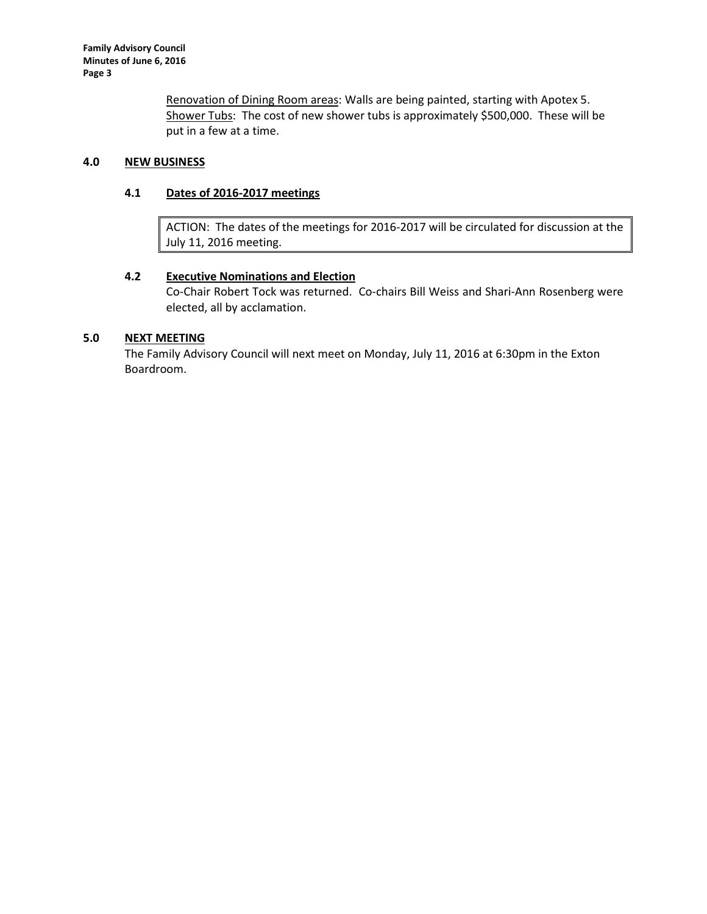<u>Renovation of Dining Room areas</u>: Walls are being painted, starting with Apotex 5.
<u>Shower Tubs</u>: The cost of new shower tubs is approximately $500,000. These will be put in a few at a time.

## 4.0 NEW BUSINESS

### 4.1 Dates of 2016-2017 meetings

> ACTION: The dates of the meetings for 2016-2017 will be circulated for discussion at the July 11, 2016 meeting.

### 4.2 Executive Nominations and Election

Co-Chair Robert Tock was returned. Co-chairs Bill Weiss and Shari-Ann Rosenberg were elected, all by acclamation.

## 5.0 NEXT MEETING

The Family Advisory Council will next meet on Monday, July 11, 2016 at 6:30pm in the Exton Boardroom.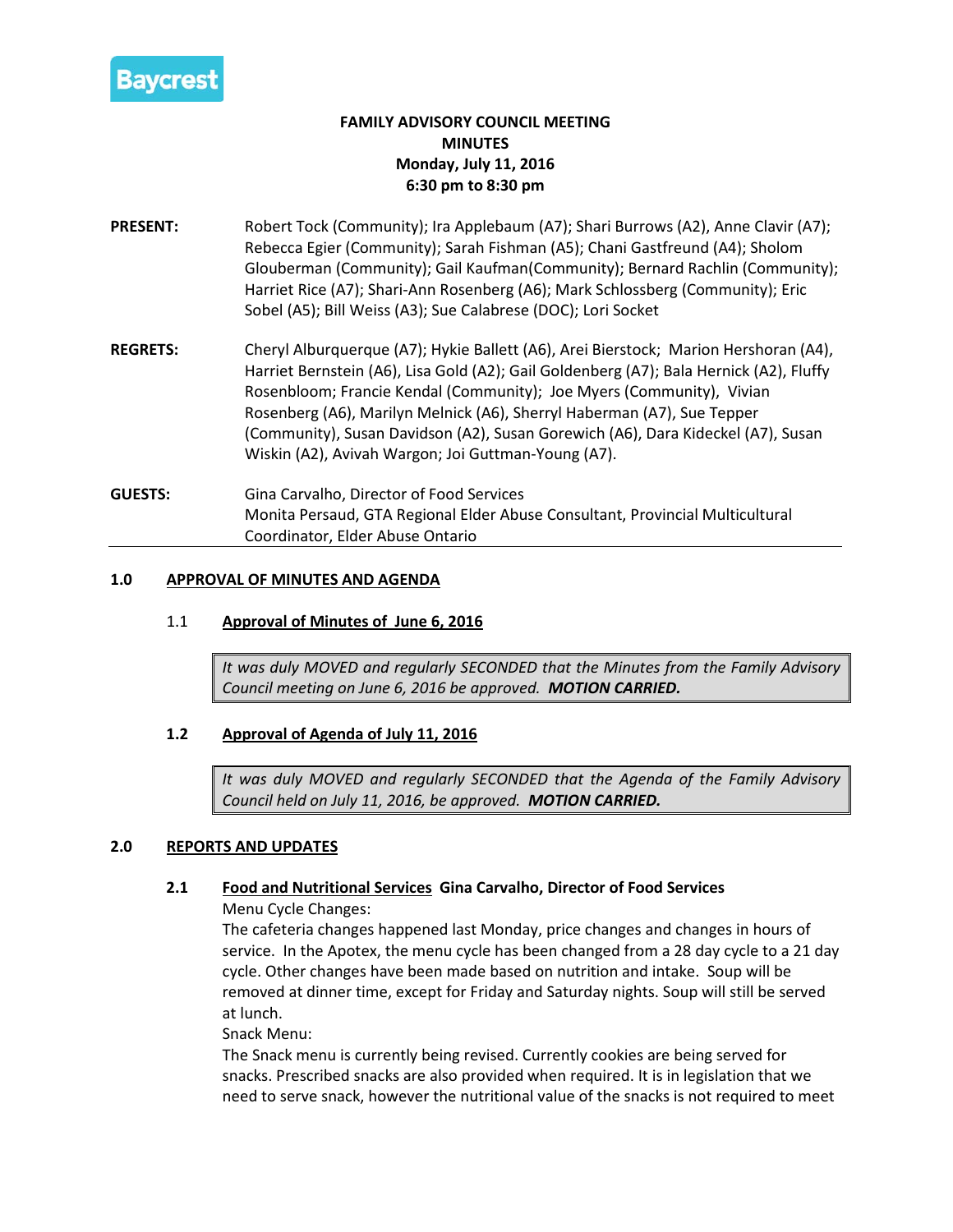Baycrest

**FAMILY ADVISORY COUNCIL MEETING**
**MINUTES**
**Monday, July 11, 2016**
**6:30 pm to 8:30 pm**

**PRESENT:** Robert Tock (Community); Ira Applebaum (A7); Shari Burrows (A2), Anne Clavir (A7); Rebecca Egier (Community); Sarah Fishman (A5); Chani Gastfreund (A4); Sholom Glouberman (Community); Gail Kaufman(Community); Bernard Rachlin (Community); Harriet Rice (A7); Shari-Ann Rosenberg (A6); Mark Schlossberg (Community); Eric Sobel (A5); Bill Weiss (A3); Sue Calabrese (DOC); Lori Socket

**REGRETS:** Cheryl Alburquerque (A7); Hykie Ballett (A6), Arei Bierstock; Marion Hershoran (A4), Harriet Bernstein (A6), Lisa Gold (A2); Gail Goldenberg (A7); Bala Hernick (A2), Fluffy Rosenbloom; Francie Kendal (Community); Joe Myers (Community), Vivian Rosenberg (A6), Marilyn Melnick (A6), Sherryl Haberman (A7), Sue Tepper (Community), Susan Davidson (A2), Susan Gorewich (A6), Dara Kideckel (A7), Susan Wiskin (A2), Avivah Wargon; Joi Guttman-Young (A7).

**GUESTS:** Gina Carvalho, Director of Food Services
Monita Persaud, GTA Regional Elder Abuse Consultant, Provincial Multicultural Coordinator, Elder Abuse Ontario

## 1.0 APPROVAL OF MINUTES AND AGENDA

### 1.1 Approval of Minutes of June 6, 2016

*It was duly MOVED and regularly SECONDED that the Minutes from the Family Advisory Council meeting on June 6, 2016 be approved.* ***MOTION CARRIED.***

### 1.2 Approval of Agenda of July 11, 2016

*It was duly MOVED and regularly SECONDED that the Agenda of the Family Advisory Council held on July 11, 2016, be approved.* ***MOTION CARRIED.***

## 2.0 REPORTS AND UPDATES

### 2.1 Food and Nutritional Services Gina Carvalho, Director of Food Services

Menu Cycle Changes:
The cafeteria changes happened last Monday, price changes and changes in hours of service. In the Apotex, the menu cycle has been changed from a 28 day cycle to a 21 day cycle. Other changes have been made based on nutrition and intake. Soup will be removed at dinner time, except for Friday and Saturday nights. Soup will still be served at lunch.

Snack Menu:
The Snack menu is currently being revised. Currently cookies are being served for snacks. Prescribed snacks are also provided when required. It is in legislation that we need to serve snack, however the nutritional value of the snacks is not required to meet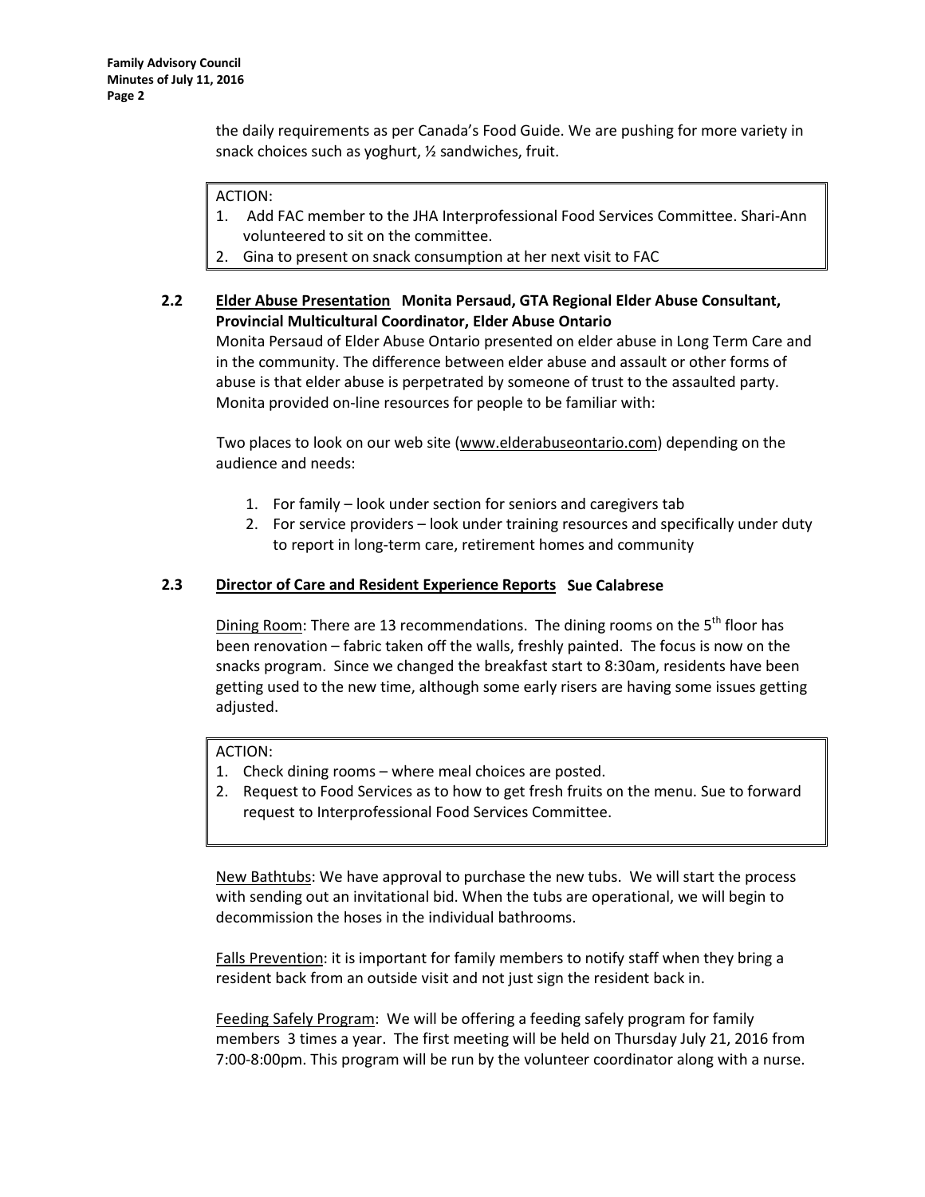the daily requirements as per Canada's Food Guide. We are pushing for more variety in snack choices such as yoghurt, ½ sandwiches, fruit.

ACTION:
1. Add FAC member to the JHA Interprofessional Food Services Committee. Shari-Ann volunteered to sit on the committee.
2. Gina to present on snack consumption at her next visit to FAC

### 2.2 Elder Abuse Presentation **Monita Persaud, GTA Regional Elder Abuse Consultant, Provincial Multicultural Coordinator, Elder Abuse Ontario**

Monita Persaud of Elder Abuse Ontario presented on elder abuse in Long Term Care and in the community. The difference between elder abuse and assault or other forms of abuse is that elder abuse is perpetrated by someone of trust to the assaulted party. Monita provided on-line resources for people to be familiar with:

Two places to look on our web site (www.elderabuseontario.com) depending on the audience and needs:

1. For family – look under section for seniors and caregivers tab
2. For service providers – look under training resources and specifically under duty to report in long-term care, retirement homes and community

### 2.3 Director of Care and Resident Experience Reports **Sue Calabrese**

Dining Room: There are 13 recommendations. The dining rooms on the 5th floor has been renovation – fabric taken off the walls, freshly painted. The focus is now on the snacks program. Since we changed the breakfast start to 8:30am, residents have been getting used to the new time, although some early risers are having some issues getting adjusted.

ACTION:
1. Check dining rooms – where meal choices are posted.
2. Request to Food Services as to how to get fresh fruits on the menu. Sue to forward request to Interprofessional Food Services Committee.

New Bathtubs: We have approval to purchase the new tubs. We will start the process with sending out an invitational bid. When the tubs are operational, we will begin to decommission the hoses in the individual bathrooms.

Falls Prevention: it is important for family members to notify staff when they bring a resident back from an outside visit and not just sign the resident back in.

Feeding Safely Program: We will be offering a feeding safely program for family members 3 times a year. The first meeting will be held on Thursday July 21, 2016 from 7:00-8:00pm. This program will be run by the volunteer coordinator along with a nurse.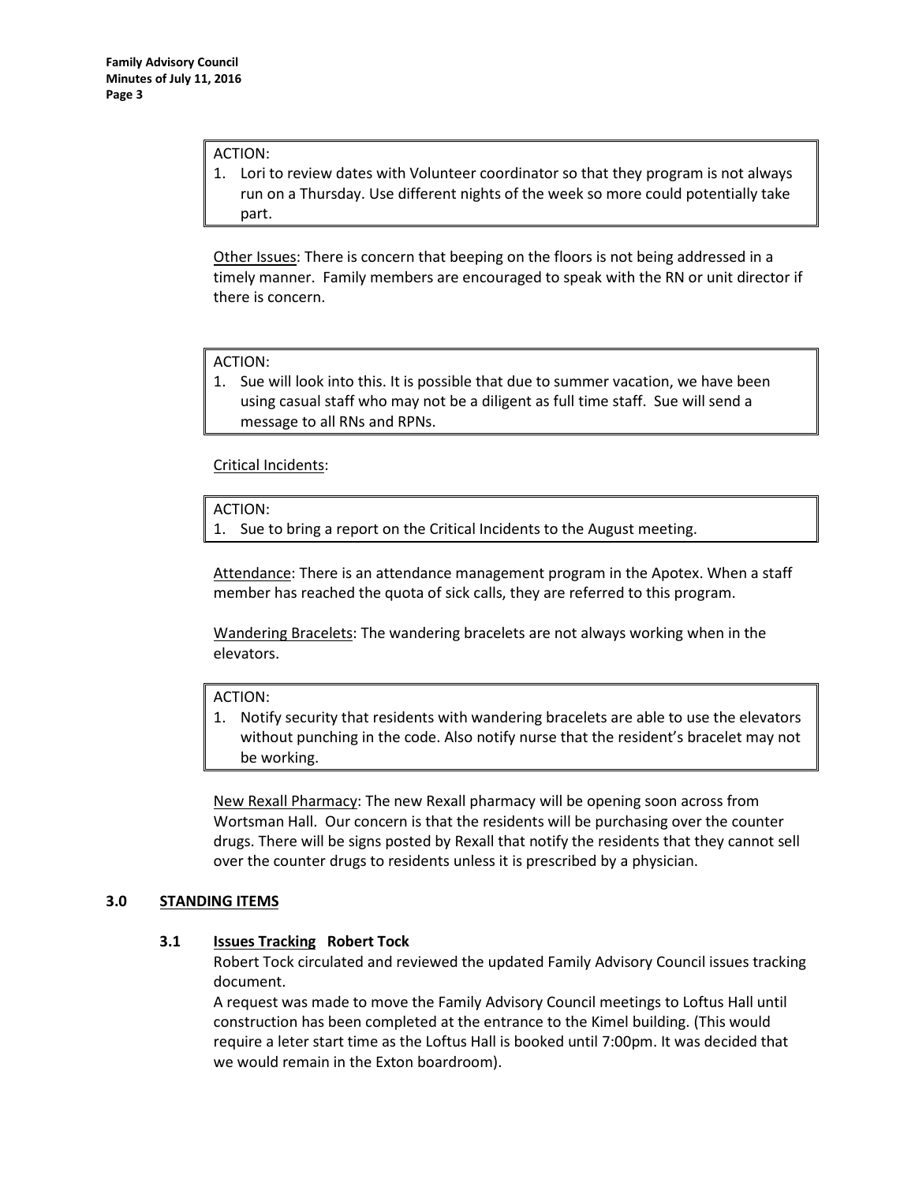ACTION:

1. Lori to review dates with Volunteer coordinator so that they program is not always run on a Thursday. Use different nights of the week so more could potentially take part.

Other Issues: There is concern that beeping on the floors is not being addressed in a timely manner. Family members are encouraged to speak with the RN or unit director if there is concern.

ACTION:

1. Sue will look into this. It is possible that due to summer vacation, we have been using casual staff who may not be a diligent as full time staff. Sue will send a message to all RNs and RPNs.

Critical Incidents:

ACTION:

1. Sue to bring a report on the Critical Incidents to the August meeting.

Attendance: There is an attendance management program in the Apotex. When a staff member has reached the quota of sick calls, they are referred to this program.

Wandering Bracelets: The wandering bracelets are not always working when in the elevators.

ACTION:

1. Notify security that residents with wandering bracelets are able to use the elevators without punching in the code. Also notify nurse that the resident's bracelet may not be working.

New Rexall Pharmacy: The new Rexall pharmacy will be opening soon across from Wortsman Hall. Our concern is that the residents will be purchasing over the counter drugs. There will be signs posted by Rexall that notify the residents that they cannot sell over the counter drugs to residents unless it is prescribed by a physician.

## 3.0 STANDING ITEMS

### 3.1 Issues Tracking Robert Tock

Robert Tock circulated and reviewed the updated Family Advisory Council issues tracking document.

A request was made to move the Family Advisory Council meetings to Loftus Hall until construction has been completed at the entrance to the Kimel building. (This would require a leter start time as the Loftus Hall is booked until 7:00pm. It was decided that we would remain in the Exton boardroom).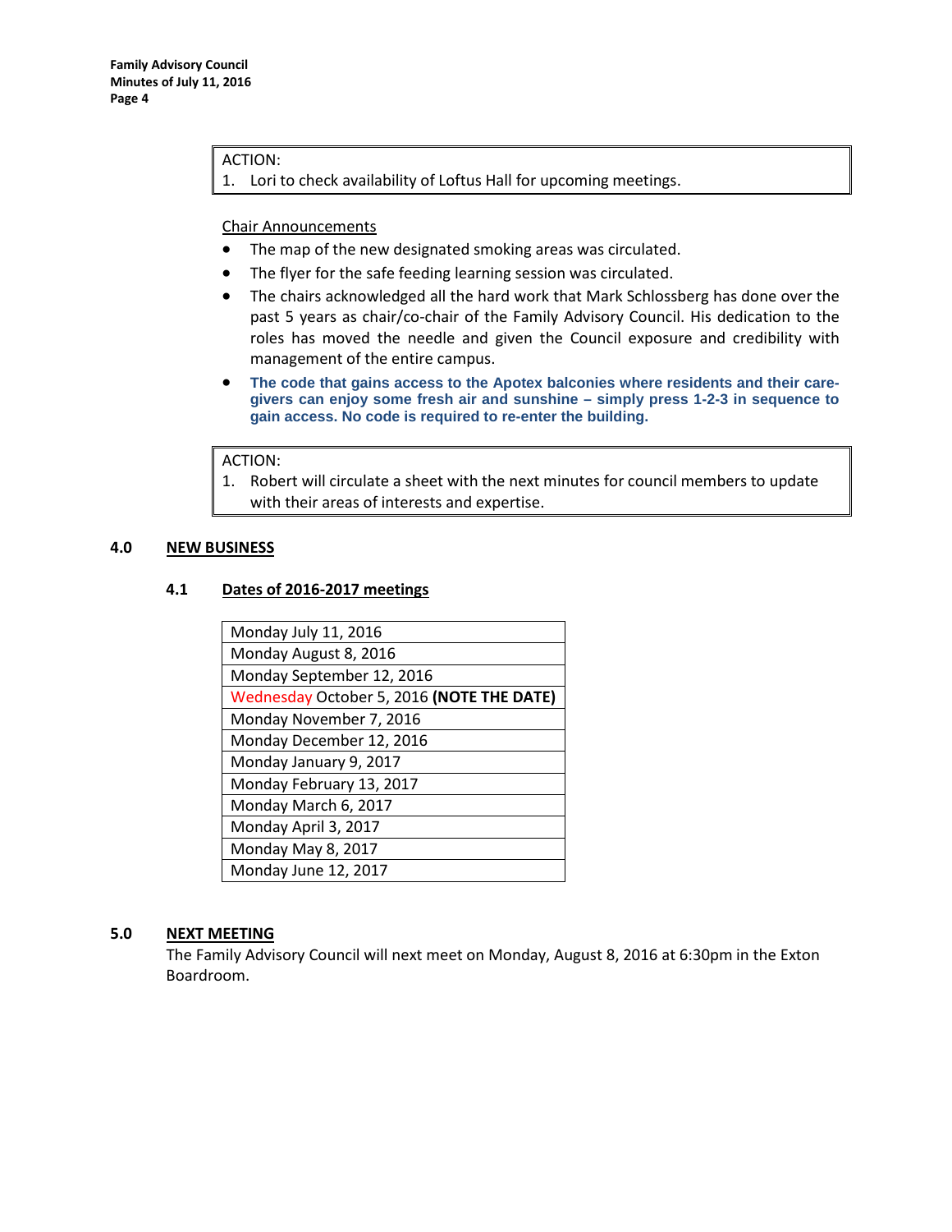> ACTION:
> 1. Lori to check availability of Loftus Hall for upcoming meetings.

Chair Announcements

- The map of the new designated smoking areas was circulated.
- The flyer for the safe feeding learning session was circulated.
- The chairs acknowledged all the hard work that Mark Schlossberg has done over the past 5 years as chair/co-chair of the Family Advisory Council. His dedication to the roles has moved the needle and given the Council exposure and credibility with management of the entire campus.
- **The code that gains access to the Apotex balconies where residents and their care-givers can enjoy some fresh air and sunshine – simply press 1-2-3 in sequence to gain access. No code is required to re-enter the building.**

> ACTION:
> 1. Robert will circulate a sheet with the next minutes for council members to update with their areas of interests and expertise.

## 4.0 NEW BUSINESS

### 4.1 Dates of 2016-2017 meetings

| Dates |
|---|
| Monday July 11, 2016 |
| Monday August 8, 2016 |
| Monday September 12, 2016 |
| Wednesday October 5, 2016 **(NOTE THE DATE)** |
| Monday November 7, 2016 |
| Monday December 12, 2016 |
| Monday January 9, 2017 |
| Monday February 13, 2017 |
| Monday March 6, 2017 |
| Monday April 3, 2017 |
| Monday May 8, 2017 |
| Monday June 12, 2017 |

## 5.0 NEXT MEETING

The Family Advisory Council will next meet on Monday, August 8, 2016 at 6:30pm in the Exton Boardroom.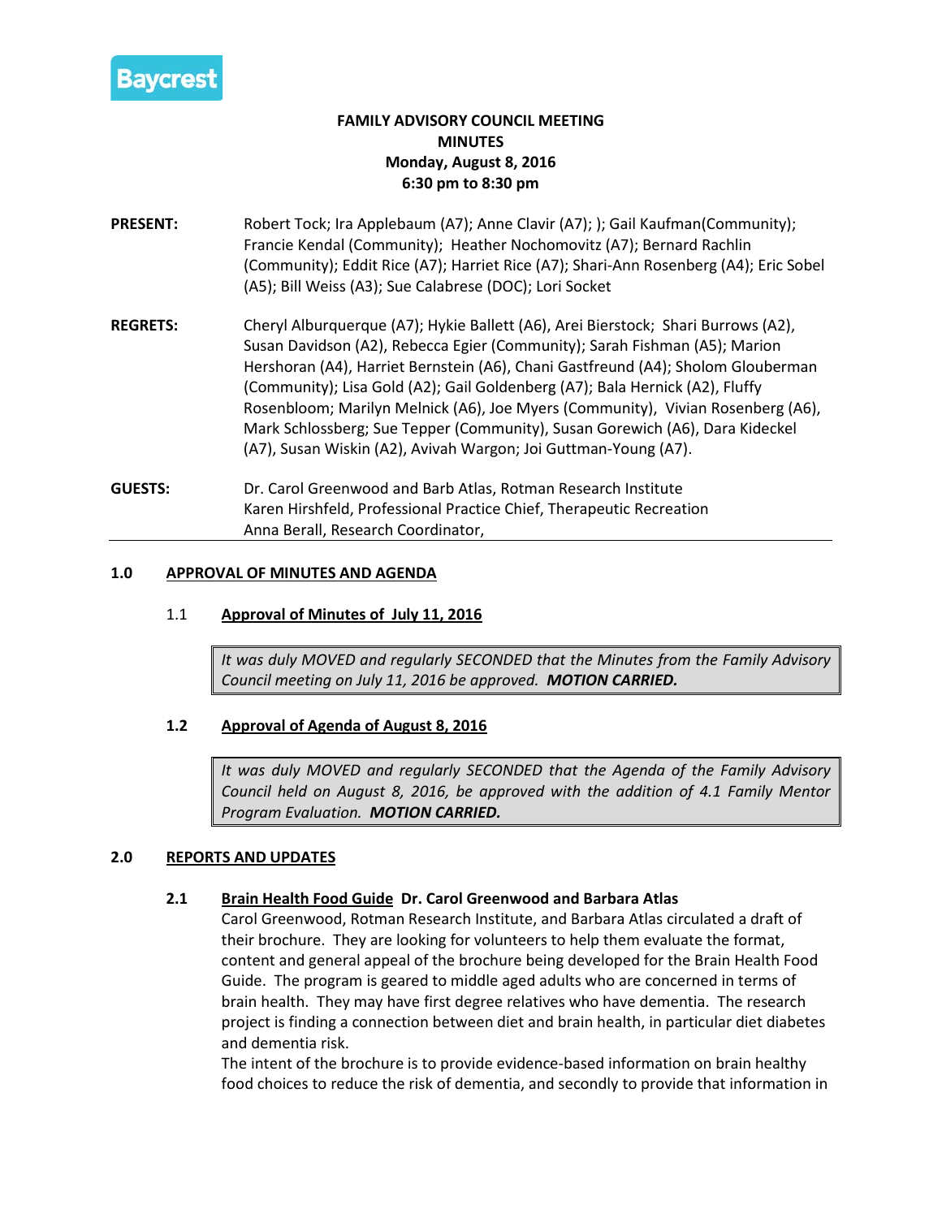**Baycrest**

**FAMILY ADVISORY COUNCIL MEETING**
**MINUTES**
**Monday, August 8, 2016**
**6:30 pm to 8:30 pm**

**PRESENT:** Robert Tock; Ira Applebaum (A7); Anne Clavir (A7); ); Gail Kaufman(Community); Francie Kendal (Community); Heather Nochomovitz (A7); Bernard Rachlin (Community); Eddit Rice (A7); Harriet Rice (A7); Shari-Ann Rosenberg (A4); Eric Sobel (A5); Bill Weiss (A3); Sue Calabrese (DOC); Lori Socket

**REGRETS:** Cheryl Alburquerque (A7); Hykie Ballett (A6), Arei Bierstock; Shari Burrows (A2), Susan Davidson (A2), Rebecca Egier (Community); Sarah Fishman (A5); Marion Hershoran (A4), Harriet Bernstein (A6), Chani Gastfreund (A4); Sholom Glouberman (Community); Lisa Gold (A2); Gail Goldenberg (A7); Bala Hernick (A2), Fluffy Rosenbloom; Marilyn Melnick (A6), Joe Myers (Community), Vivian Rosenberg (A6), Mark Schlossberg; Sue Tepper (Community), Susan Gorewich (A6), Dara Kideckel (A7), Susan Wiskin (A2), Avivah Wargon; Joi Guttman-Young (A7).

**GUESTS:** Dr. Carol Greenwood and Barb Atlas, Rotman Research Institute
Karen Hirshfeld, Professional Practice Chief, Therapeutic Recreation
Anna Berall, Research Coordinator,

---

## 1.0 APPROVAL OF MINUTES AND AGENDA

### 1.1 Approval of Minutes of July 11, 2016

*It was duly MOVED and regularly SECONDED that the Minutes from the Family Advisory Council meeting on July 11, 2016 be approved.* ***MOTION CARRIED.***

### 1.2 Approval of Agenda of August 8, 2016

*It was duly MOVED and regularly SECONDED that the Agenda of the Family Advisory Council held on August 8, 2016, be approved with the addition of 4.1 Family Mentor Program Evaluation.* ***MOTION CARRIED.***

## 2.0 REPORTS AND UPDATES

### 2.1 Brain Health Food Guide Dr. Carol Greenwood and Barbara Atlas

Carol Greenwood, Rotman Research Institute, and Barbara Atlas circulated a draft of their brochure. They are looking for volunteers to help them evaluate the format, content and general appeal of the brochure being developed for the Brain Health Food Guide. The program is geared to middle aged adults who are concerned in terms of brain health. They may have first degree relatives who have dementia. The research project is finding a connection between diet and brain health, in particular diet diabetes and dementia risk.

The intent of the brochure is to provide evidence-based information on brain healthy food choices to reduce the risk of dementia, and secondly to provide that information in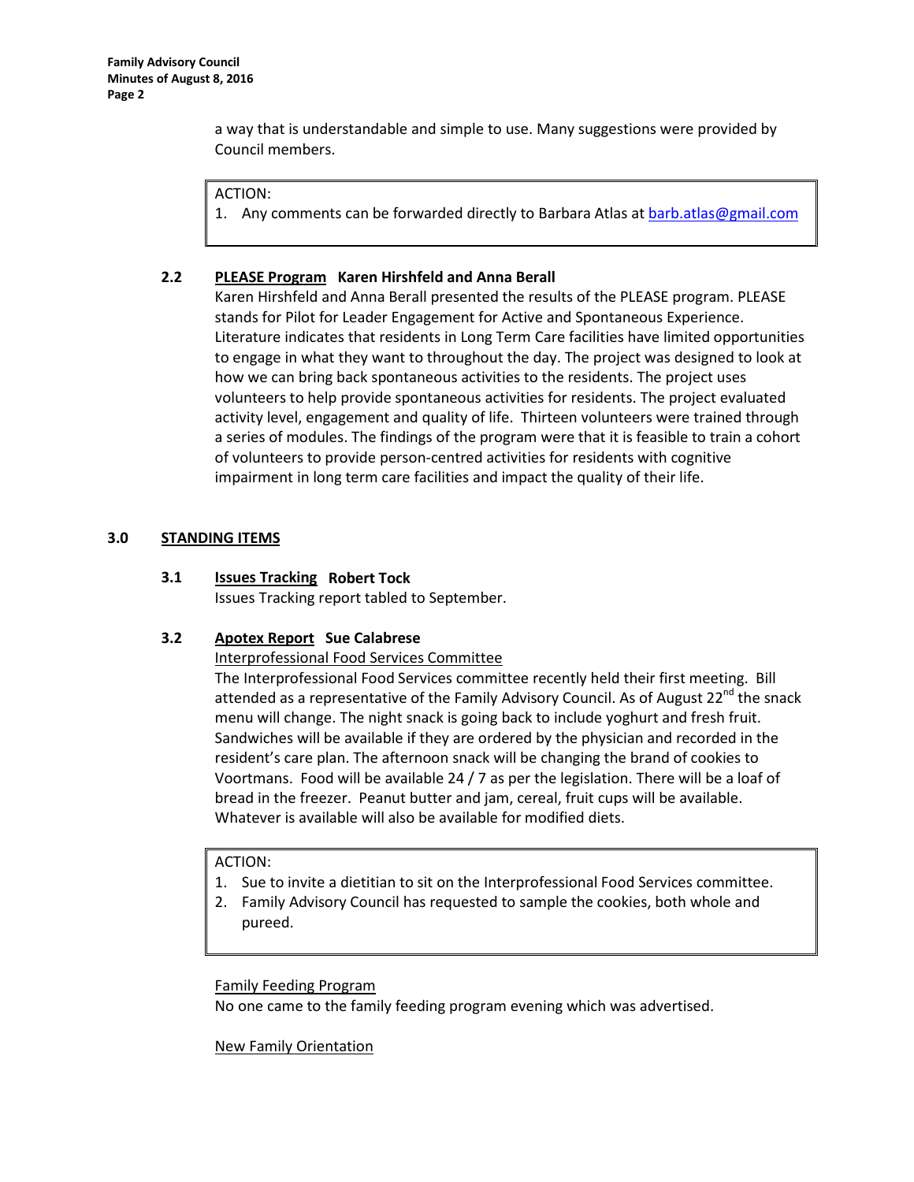a way that is understandable and simple to use. Many suggestions were provided by Council members.

> ACTION:
> 1. Any comments can be forwarded directly to Barbara Atlas at barb.atlas@gmail.com

### 2.2 PLEASE Program Karen Hirshfeld and Anna Berall

Karen Hirshfeld and Anna Berall presented the results of the PLEASE program. PLEASE stands for Pilot for Leader Engagement for Active and Spontaneous Experience. Literature indicates that residents in Long Term Care facilities have limited opportunities to engage in what they want to throughout the day. The project was designed to look at how we can bring back spontaneous activities to the residents. The project uses volunteers to help provide spontaneous activities for residents. The project evaluated activity level, engagement and quality of life. Thirteen volunteers were trained through a series of modules. The findings of the program were that it is feasible to train a cohort of volunteers to provide person-centred activities for residents with cognitive impairment in long term care facilities and impact the quality of their life.

## 3.0 STANDING ITEMS

### 3.1 Issues Tracking Robert Tock

Issues Tracking report tabled to September.

### 3.2 Apotex Report Sue Calabrese

Interprofessional Food Services Committee

The Interprofessional Food Services committee recently held their first meeting. Bill attended as a representative of the Family Advisory Council. As of August 22nd the snack menu will change. The night snack is going back to include yoghurt and fresh fruit. Sandwiches will be available if they are ordered by the physician and recorded in the resident's care plan. The afternoon snack will be changing the brand of cookies to Voortmans. Food will be available 24 / 7 as per the legislation. There will be a loaf of bread in the freezer. Peanut butter and jam, cereal, fruit cups will be available. Whatever is available will also be available for modified diets.

> ACTION:
> 1. Sue to invite a dietitian to sit on the Interprofessional Food Services committee.
> 2. Family Advisory Council has requested to sample the cookies, both whole and pureed.

Family Feeding Program

No one came to the family feeding program evening which was advertised.

New Family Orientation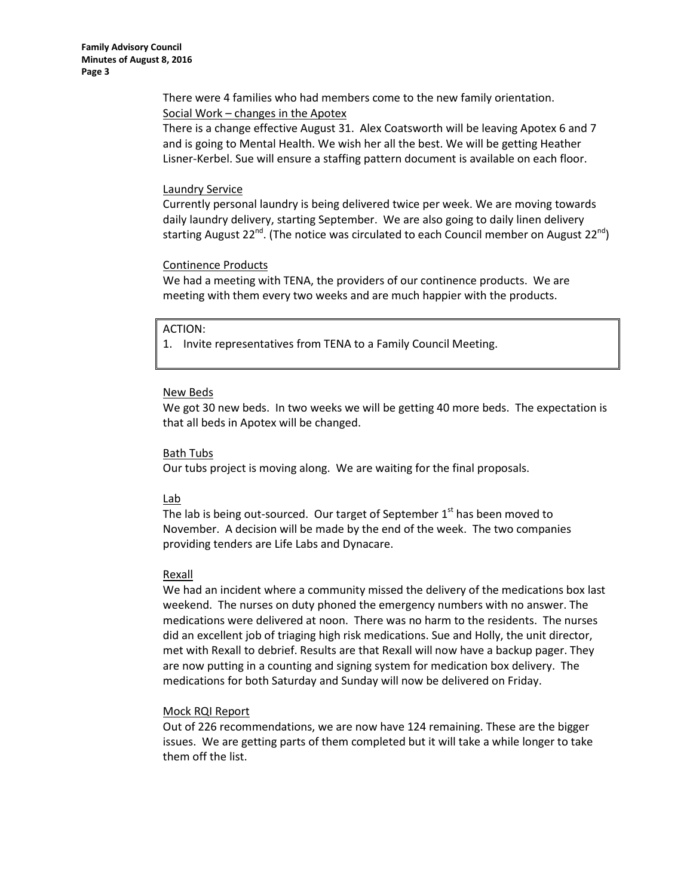There were 4 families who had members come to the new family orientation.

Social Work – changes in the Apotex

There is a change effective August 31. Alex Coatsworth will be leaving Apotex 6 and 7 and is going to Mental Health. We wish her all the best. We will be getting Heather Lisner-Kerbel. Sue will ensure a staffing pattern document is available on each floor.

Laundry Service

Currently personal laundry is being delivered twice per week. We are moving towards daily laundry delivery, starting September. We are also going to daily linen delivery starting August 22nd. (The notice was circulated to each Council member on August 22nd)

Continence Products

We had a meeting with TENA, the providers of our continence products. We are meeting with them every two weeks and are much happier with the products.

| ACTION: |
| --- |
| 1. Invite representatives from TENA to a Family Council Meeting. |

New Beds

We got 30 new beds. In two weeks we will be getting 40 more beds. The expectation is that all beds in Apotex will be changed.

Bath Tubs

Our tubs project is moving along. We are waiting for the final proposals.

Lab

The lab is being out-sourced. Our target of September 1st has been moved to November. A decision will be made by the end of the week. The two companies providing tenders are Life Labs and Dynacare.

Rexall

We had an incident where a community missed the delivery of the medications box last weekend. The nurses on duty phoned the emergency numbers with no answer. The medications were delivered at noon. There was no harm to the residents. The nurses did an excellent job of triaging high risk medications. Sue and Holly, the unit director, met with Rexall to debrief. Results are that Rexall will now have a backup pager. They are now putting in a counting and signing system for medication box delivery. The medications for both Saturday and Sunday will now be delivered on Friday.

Mock RQI Report

Out of 226 recommendations, we are now have 124 remaining. These are the bigger issues. We are getting parts of them completed but it will take a while longer to take them off the list.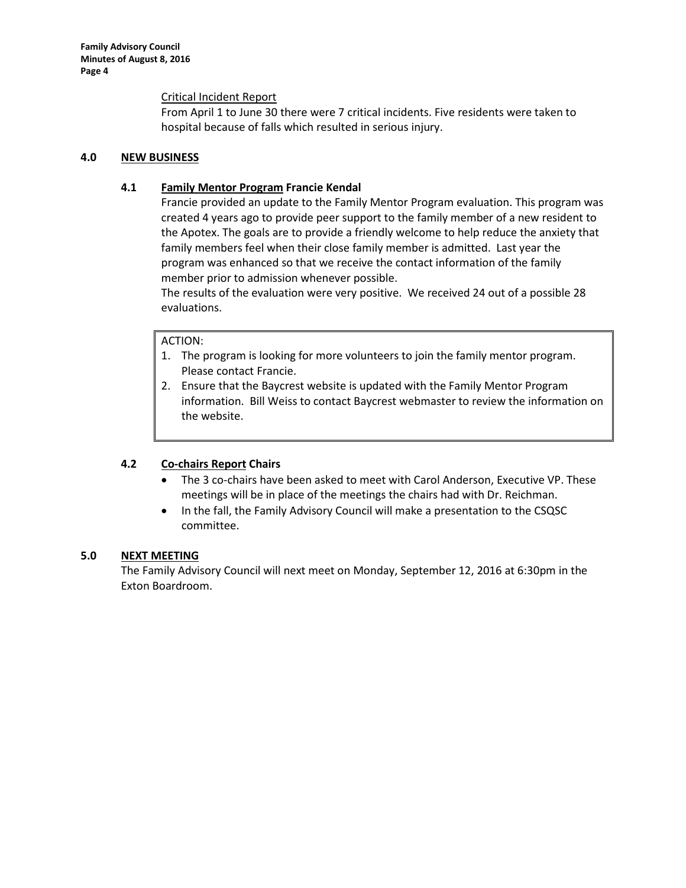Critical Incident Report

From April 1 to June 30 there were 7 critical incidents. Five residents were taken to hospital because of falls which resulted in serious injury.

## 4.0 NEW BUSINESS

### 4.1 Family Mentor Program Francie Kendal

Francie provided an update to the Family Mentor Program evaluation. This program was created 4 years ago to provide peer support to the family member of a new resident to the Apotex. The goals are to provide a friendly welcome to help reduce the anxiety that family members feel when their close family member is admitted. Last year the program was enhanced so that we receive the contact information of the family member prior to admission whenever possible.

The results of the evaluation were very positive. We received 24 out of a possible 28 evaluations.

ACTION:

1. The program is looking for more volunteers to join the family mentor program. Please contact Francie.
2. Ensure that the Baycrest website is updated with the Family Mentor Program information. Bill Weiss to contact Baycrest webmaster to review the information on the website.

### 4.2 Co-chairs Report Chairs

- The 3 co-chairs have been asked to meet with Carol Anderson, Executive VP. These meetings will be in place of the meetings the chairs had with Dr. Reichman.
- In the fall, the Family Advisory Council will make a presentation to the CSQSC committee.

## 5.0 NEXT MEETING

The Family Advisory Council will next meet on Monday, September 12, 2016 at 6:30pm in the Exton Boardroom.